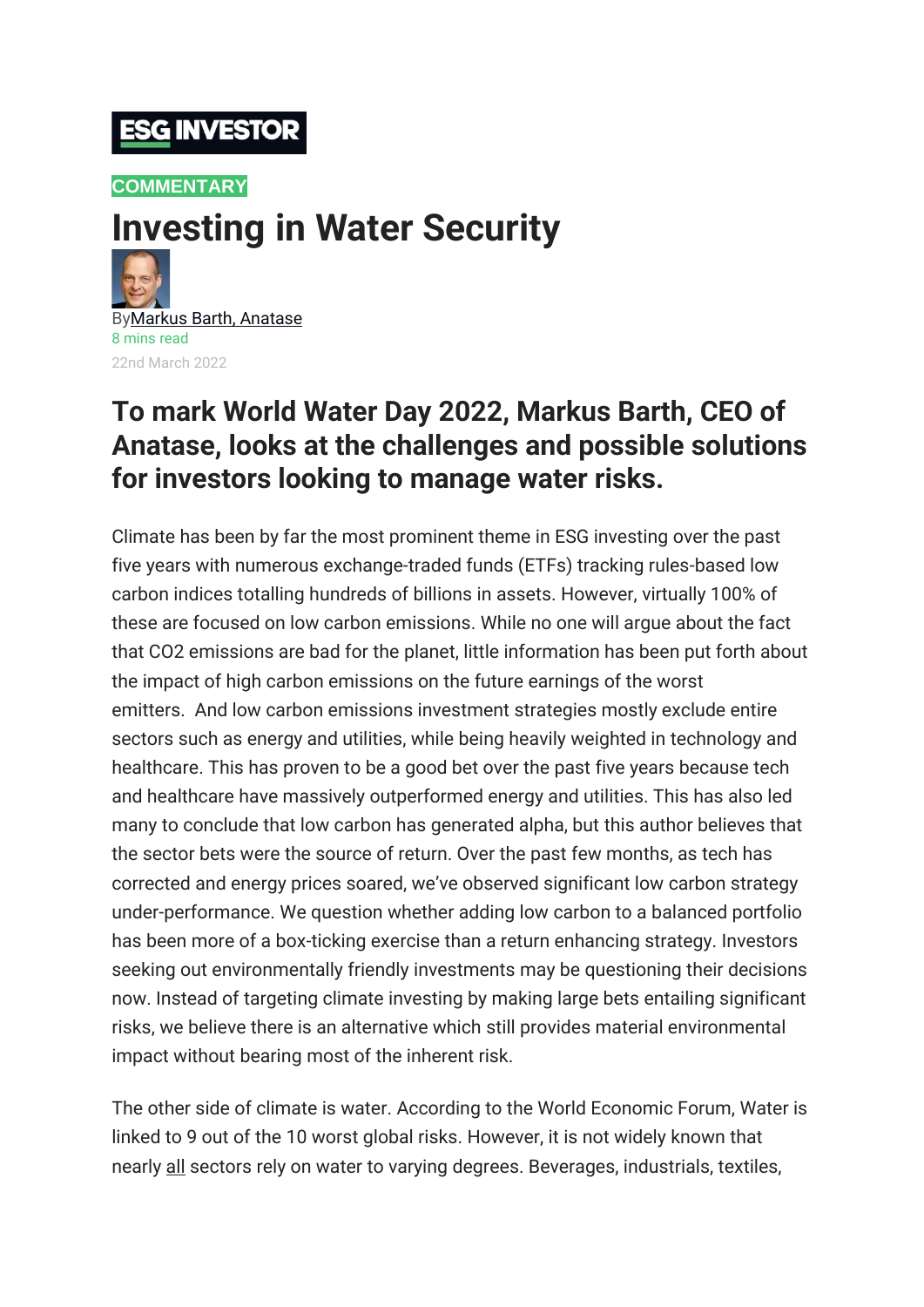ESG INVESTOR

COMMENTARY

# Investing in Water Security

By Markus Barth, Anatase

8 mins read

22nd March 2022

## To mark World Water Day 2022, Markus Barth, CEO of Anatase, looks at the challenges and possible solutions for investors looking to manage water risks.

Climate has been by far the most prominent theme in ESG investing over the past five years with numerous exchange-traded funds (ETFs) tracking rules-based low carbon indices totalling hundreds of billions in assets. However, virtually 100% of these are focused on low carbon emissions. While no one will argue about the fact that $CO_2$ emissions are bad for the planet, little information has been put forth about the impact of high carbon emissions on the future earnings of the worst emitters. And low carbon emissions investment strategies mostly exclude entire sectors such as energy and utilities, while being heavily weighted in technology and healthcare. This has proven to be a good bet over the past five years because tech and healthcare have massively outperformed energy and utilities. This has also led many to conclude that low carbon has generated alpha, but this author believes that the sector bets were the source of return. Over the past few months, as tech has corrected and energy prices soared, we've observed significant low carbon strategy under-performance. We question whether adding low carbon to a balanced portfolio has been more of a box-ticking exercise than a return enhancing strategy. Investors seeking out environmentally friendly investments may be questioning their decisions now. Instead of targeting climate investing by making large bets entailing significant risks, we believe there is an alternative which still provides material environmental impact without bearing most of the inherent risk.

The other side of climate is water. According to the World Economic Forum, Water is linked to 9 out of the 10 worst global risks. However, it is not widely known that nearly all sectors rely on water to varying degrees. Beverages, industrials, textiles,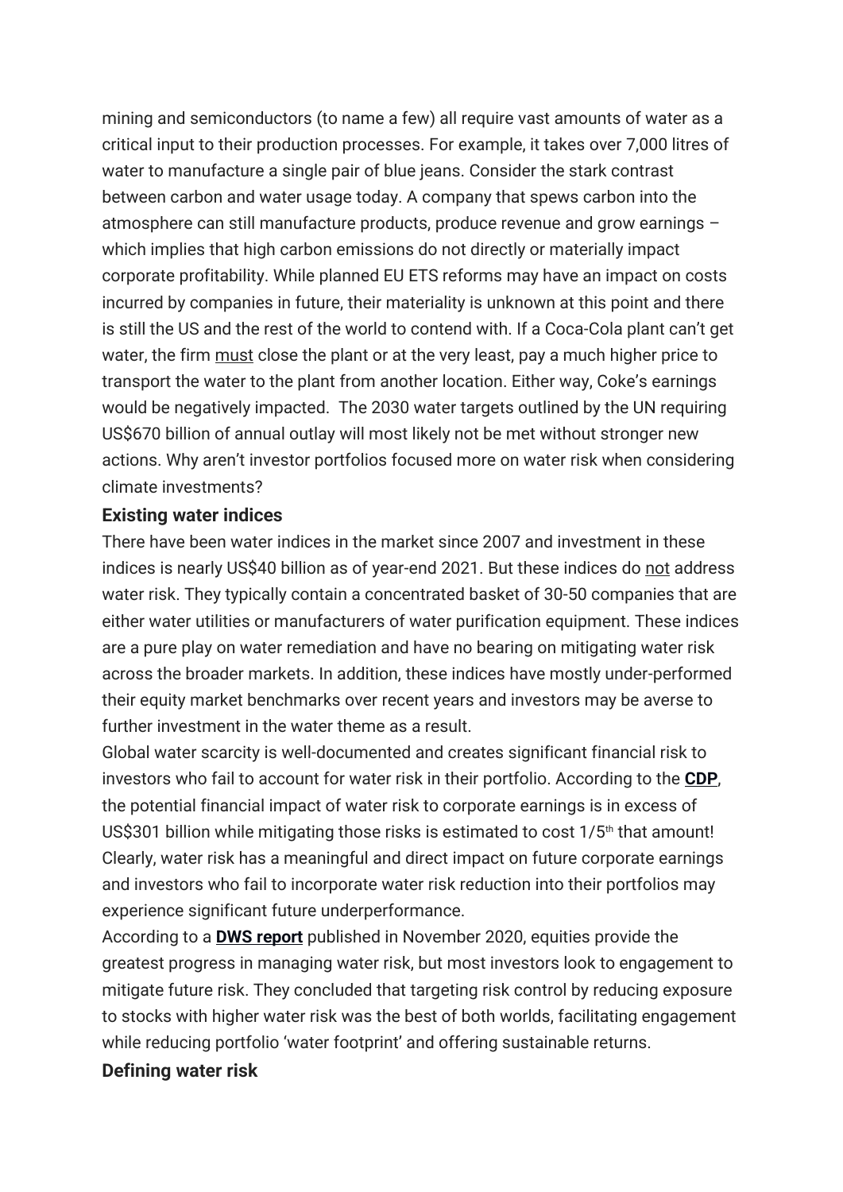mining and semiconductors (to name a few) all require vast amounts of water as a critical input to their production processes. For example, it takes over 7,000 litres of water to manufacture a single pair of blue jeans. Consider the stark contrast between carbon and water usage today. A company that spews carbon into the atmosphere can still manufacture products, produce revenue and grow earnings – which implies that high carbon emissions do not directly or materially impact corporate profitability. While planned EU ETS reforms may have an impact on costs incurred by companies in future, their materiality is unknown at this point and there is still the US and the rest of the world to contend with. If a Coca-Cola plant can't get water, the firm <u>must</u> close the plant or at the very least, pay a much higher price to transport the water to the plant from another location. Either way, Coke's earnings would be negatively impacted. The 2030 water targets outlined by the UN requiring US$670 billion of annual outlay will most likely not be met without stronger new actions. Why aren't investor portfolios focused more on water risk when considering climate investments?

**Existing water indices**

There have been water indices in the market since 2007 and investment in these indices is nearly US$40 billion as of year-end 2021. But these indices do <u>not</u> address water risk. They typically contain a concentrated basket of 30-50 companies that are either water utilities or manufacturers of water purification equipment. These indices are a pure play on water remediation and have no bearing on mitigating water risk across the broader markets. In addition, these indices have mostly under-performed their equity market benchmarks over recent years and investors may be averse to further investment in the water theme as a result.

Global water scarcity is well-documented and creates significant financial risk to investors who fail to account for water risk in their portfolio. According to the **CDP**, the potential financial impact of water risk to corporate earnings is in excess of US$301 billion while mitigating those risks is estimated to cost 1/5th that amount! Clearly, water risk has a meaningful and direct impact on future corporate earnings and investors who fail to incorporate water risk reduction into their portfolios may experience significant future underperformance.

According to a **DWS report** published in November 2020, equities provide the greatest progress in managing water risk, but most investors look to engagement to mitigate future risk. They concluded that targeting risk control by reducing exposure to stocks with higher water risk was the best of both worlds, facilitating engagement while reducing portfolio 'water footprint' and offering sustainable returns.

**Defining water risk**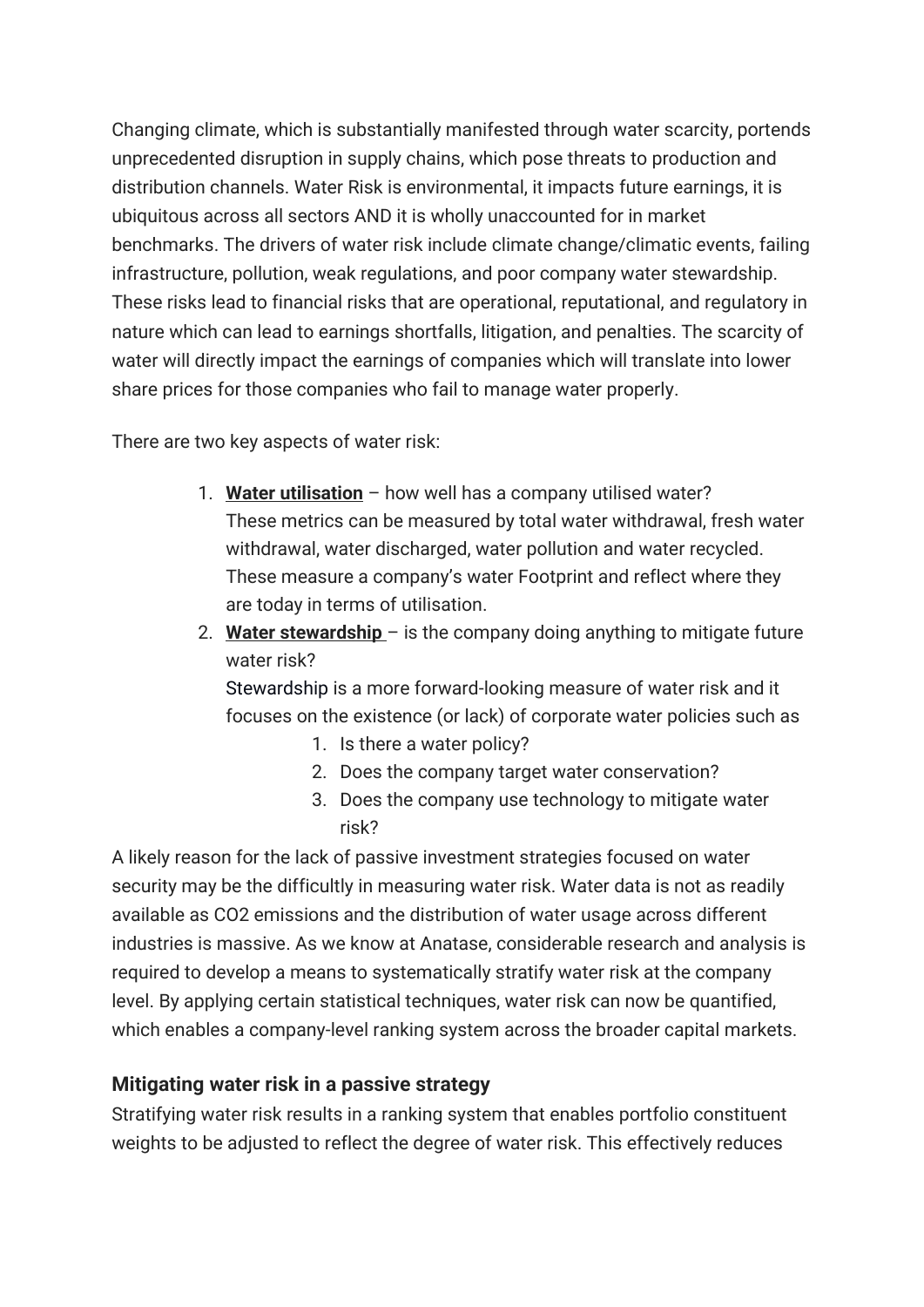Changing climate, which is substantially manifested through water scarcity, portends unprecedented disruption in supply chains, which pose threats to production and distribution channels. Water Risk is environmental, it impacts future earnings, it is ubiquitous across all sectors AND it is wholly unaccounted for in market benchmarks. The drivers of water risk include climate change/climatic events, failing infrastructure, pollution, weak regulations, and poor company water stewardship. These risks lead to financial risks that are operational, reputational, and regulatory in nature which can lead to earnings shortfalls, litigation, and penalties. The scarcity of water will directly impact the earnings of companies which will translate into lower share prices for those companies who fail to manage water properly.

There are two key aspects of water risk:

1. **Water utilisation** – how well has a company utilised water?
   These metrics can be measured by total water withdrawal, fresh water withdrawal, water discharged, water pollution and water recycled. These measure a company's water Footprint and reflect where they are today in terms of utilisation.
2. **Water stewardship** – is the company doing anything to mitigate future water risk?
   Stewardship is a more forward-looking measure of water risk and it focuses on the existence (or lack) of corporate water policies such as
   1. Is there a water policy?
   2. Does the company target water conservation?
   3. Does the company use technology to mitigate water risk?

A likely reason for the lack of passive investment strategies focused on water security may be the difficultly in measuring water risk. Water data is not as readily available as CO2 emissions and the distribution of water usage across different industries is massive. As we know at Anatase, considerable research and analysis is required to develop a means to systematically stratify water risk at the company level. By applying certain statistical techniques, water risk can now be quantified, which enables a company-level ranking system across the broader capital markets.

### Mitigating water risk in a passive strategy

Stratifying water risk results in a ranking system that enables portfolio constituent weights to be adjusted to reflect the degree of water risk. This effectively reduces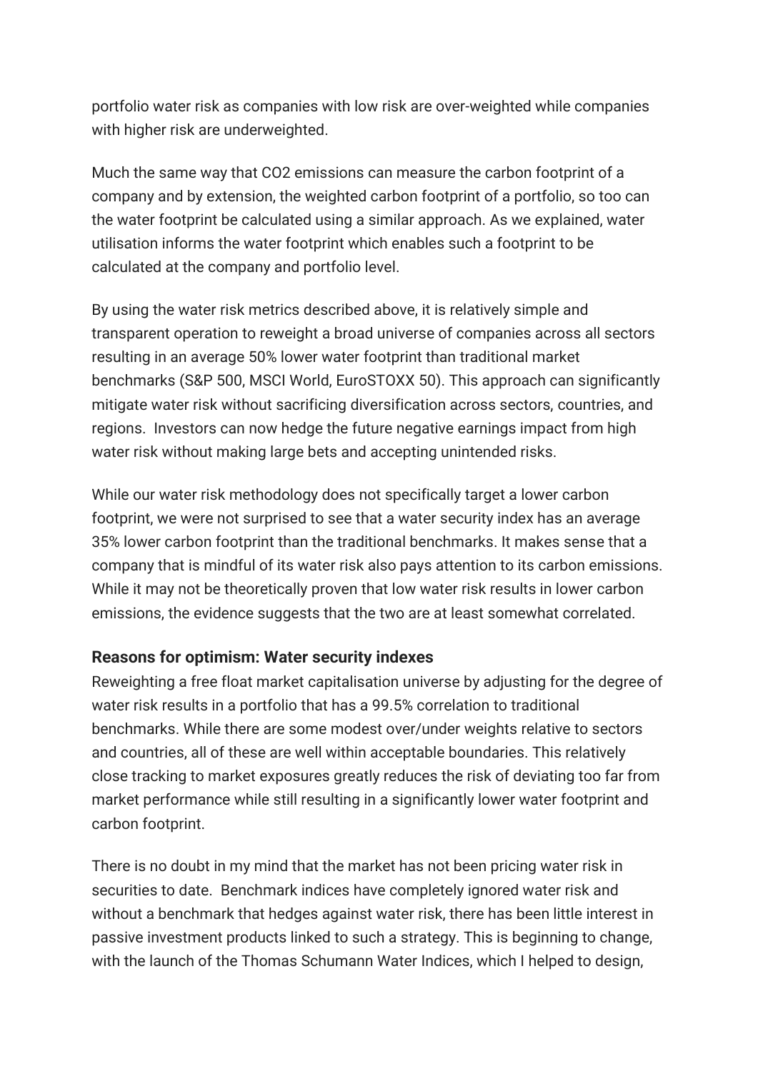portfolio water risk as companies with low risk are over-weighted while companies with higher risk are underweighted.

Much the same way that $CO_2$ emissions can measure the carbon footprint of a company and by extension, the weighted carbon footprint of a portfolio, so too can the water footprint be calculated using a similar approach. As we explained, water utilisation informs the water footprint which enables such a footprint to be calculated at the company and portfolio level.

By using the water risk metrics described above, it is relatively simple and transparent operation to reweight a broad universe of companies across all sectors resulting in an average 50% lower water footprint than traditional market benchmarks (S&P 500, MSCI World, EuroSTOXX 50). This approach can significantly mitigate water risk without sacrificing diversification across sectors, countries, and regions. Investors can now hedge the future negative earnings impact from high water risk without making large bets and accepting unintended risks.

While our water risk methodology does not specifically target a lower carbon footprint, we were not surprised to see that a water security index has an average 35% lower carbon footprint than the traditional benchmarks. It makes sense that a company that is mindful of its water risk also pays attention to its carbon emissions. While it may not be theoretically proven that low water risk results in lower carbon emissions, the evidence suggests that the two are at least somewhat correlated.

**Reasons for optimism: Water security indexes**

Reweighting a free float market capitalisation universe by adjusting for the degree of water risk results in a portfolio that has a 99.5% correlation to traditional benchmarks. While there are some modest over/under weights relative to sectors and countries, all of these are well within acceptable boundaries. This relatively close tracking to market exposures greatly reduces the risk of deviating too far from market performance while still resulting in a significantly lower water footprint and carbon footprint.

There is no doubt in my mind that the market has not been pricing water risk in securities to date. Benchmark indices have completely ignored water risk and without a benchmark that hedges against water risk, there has been little interest in passive investment products linked to such a strategy. This is beginning to change, with the launch of the Thomas Schumann Water Indices, which I helped to design,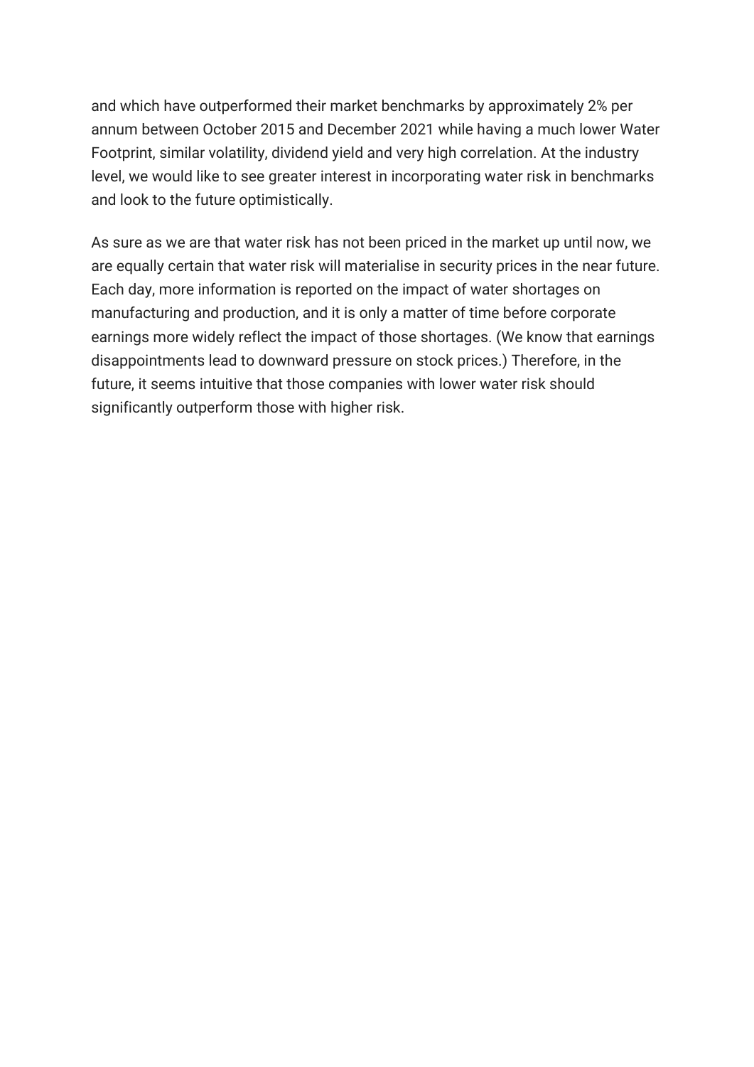and which have outperformed their market benchmarks by approximately 2% per annum between October 2015 and December 2021 while having a much lower Water Footprint, similar volatility, dividend yield and very high correlation. At the industry level, we would like to see greater interest in incorporating water risk in benchmarks and look to the future optimistically.

As sure as we are that water risk has not been priced in the market up until now, we are equally certain that water risk will materialise in security prices in the near future. Each day, more information is reported on the impact of water shortages on manufacturing and production, and it is only a matter of time before corporate earnings more widely reflect the impact of those shortages. (We know that earnings disappointments lead to downward pressure on stock prices.) Therefore, in the future, it seems intuitive that those companies with lower water risk should significantly outperform those with higher risk.